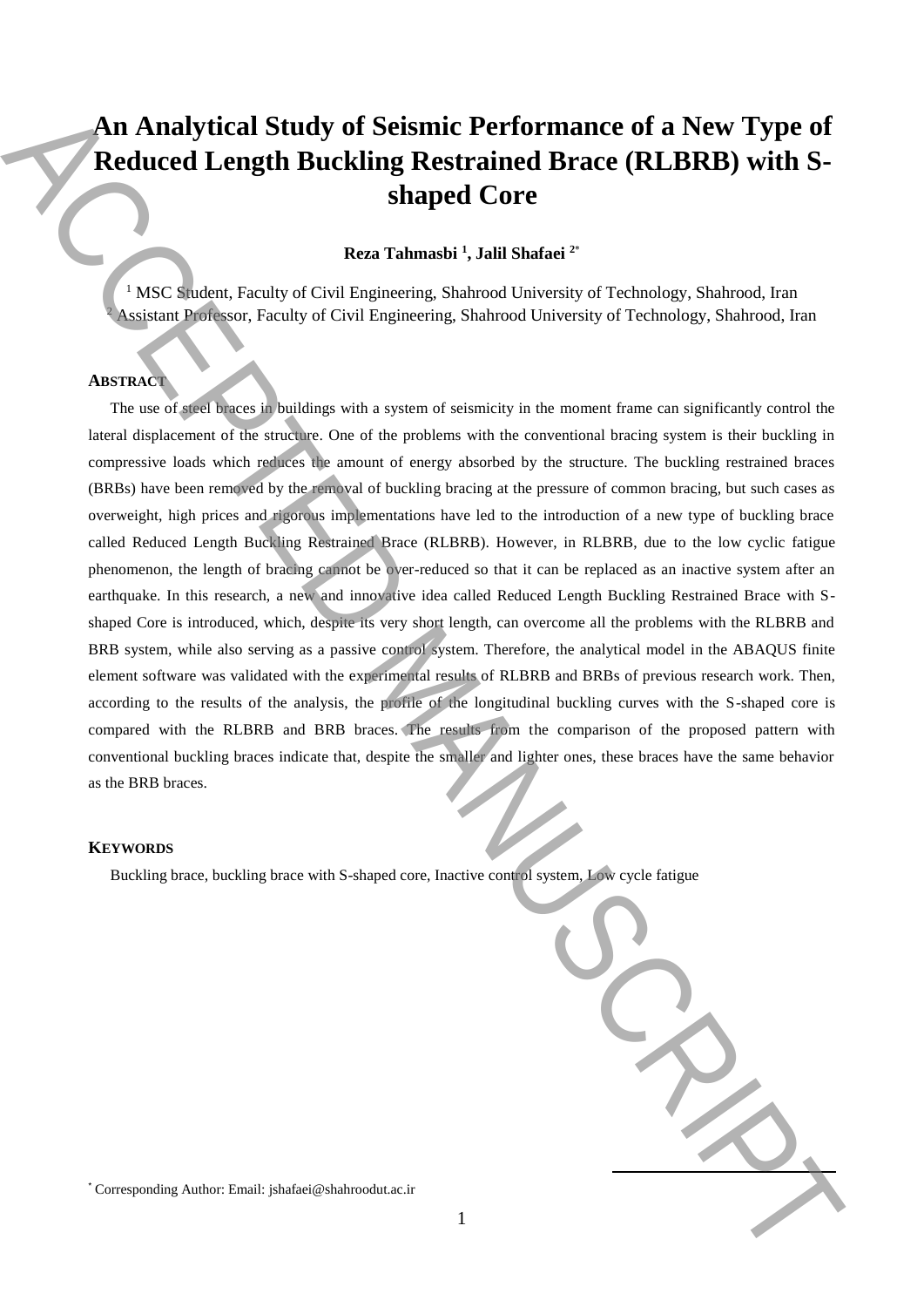# An Analytical Study of Seismic Performance of a New Type of Reduced Length Buckling Restrained Brace (RLBRB) with S-shaped Core

**Reza Tahmasbi [1], Jalil Shafaei [2*]**

[1] MSC Student, Faculty of Civil Engineering, Shahrood University of Technology, Shahrood, Iran
[2] Assistant Professor, Faculty of Civil Engineering, Shahrood University of Technology, Shahrood, Iran

## ABSTRACT

The use of steel braces in buildings with a system of seismicity in the moment frame can significantly control the lateral displacement of the structure. One of the problems with the conventional bracing system is their buckling in compressive loads which reduces the amount of energy absorbed by the structure. The buckling restrained braces (BRBs) have been removed by the removal of buckling bracing at the pressure of common bracing, but such cases as overweight, high prices and rigorous implementations have led to the introduction of a new type of buckling brace called Reduced Length Buckling Restrained Brace (RLBRB). However, in RLBRB, due to the low cyclic fatigue phenomenon, the length of bracing cannot be over-reduced so that it can be replaced as an inactive system after an earthquake. In this research, a new and innovative idea called Reduced Length Buckling Restrained Brace with S-shaped Core is introduced, which, despite its very short length, can overcome all the problems with the RLBRB and BRB system, while also serving as a passive control system. Therefore, the analytical model in the ABAQUS finite element software was validated with the experimental results of RLBRB and BRBs of previous research work. Then, according to the results of the analysis, the profile of the longitudinal buckling curves with the S-shaped core is compared with the RLBRB and BRB braces. The results from the comparison of the proposed pattern with conventional buckling braces indicate that, despite the smaller and lighter ones, these braces have the same behavior as the BRB braces.

## KEYWORDS

Buckling brace, buckling brace with S-shaped core, Inactive control system, Low cycle fatigue

* Corresponding Author: Email: jshafaei@shahroodut.ac.ir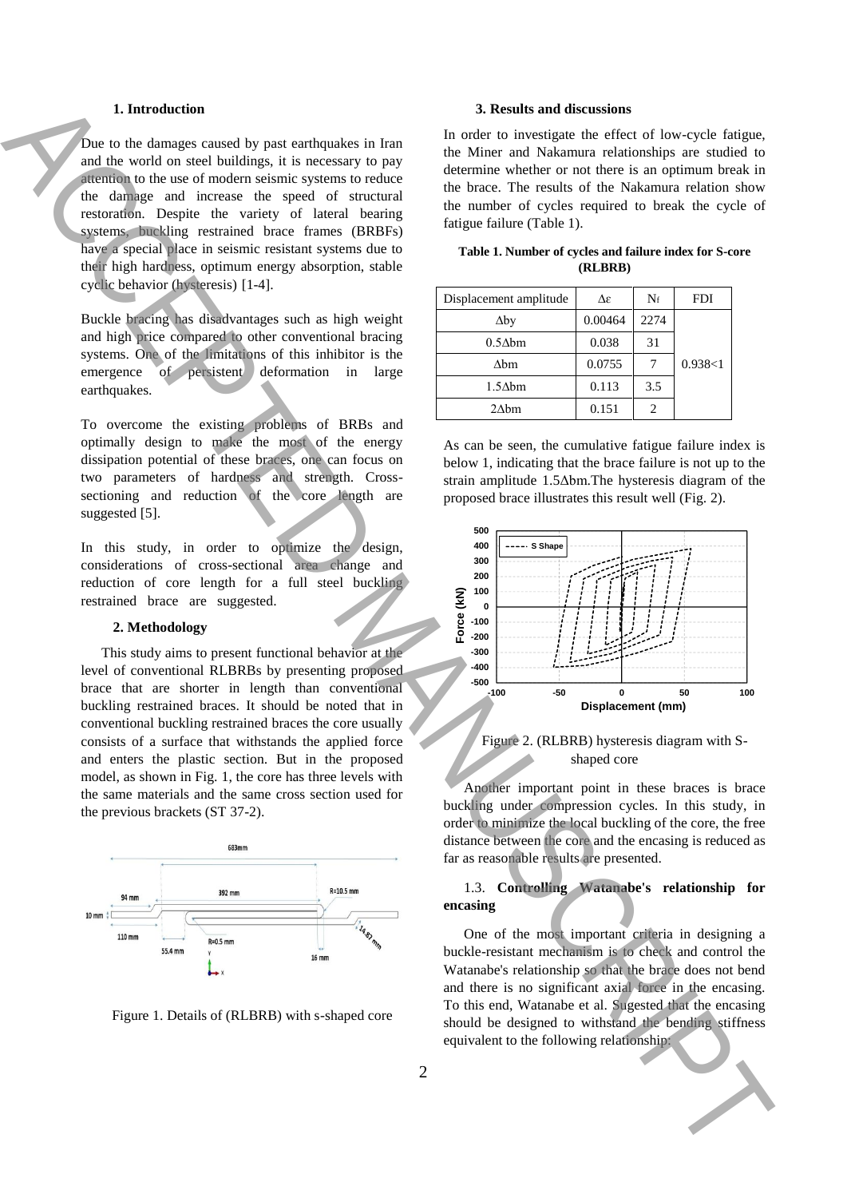## 1. Introduction

Due to the damages caused by past earthquakes in Iran and the world on steel buildings, it is necessary to pay attention to the use of modern seismic systems to reduce the damage and increase the speed of structural restoration. Despite the variety of lateral bearing systems, buckling restrained brace frames (BRBFs) have a special place in seismic resistant systems due to their high hardness, optimum energy absorption, stable cyclic behavior (hysteresis) [1-4].

Buckle bracing has disadvantages such as high weight and high price compared to other conventional bracing systems. One of the limitations of this inhibitor is the emergence of persistent deformation in large earthquakes.

To overcome the existing problems of BRBs and optimally design to make the most of the energy dissipation potential of these braces, one can focus on two parameters of hardness and strength. Cross-sectioning and reduction of the core length are suggested [5].

In this study, in order to optimize the design, considerations of cross-sectional area change and reduction of core length for a full steel buckling restrained brace are suggested.

## 2. Methodology

This study aims to present functional behavior at the level of conventional RLBRBs by presenting proposed brace that are shorter in length than conventional buckling restrained braces. It should be noted that in conventional buckling restrained braces the core usually consists of a surface that withstands the applied force and enters the plastic section. But in the proposed model, as shown in Fig. 1, the core has three levels with the same materials and the same cross section used for the previous brackets (ST 37-2).

Figure 1. Details of (RLBRB) with s-shaped core

## 3. Results and discussions

In order to investigate the effect of low-cycle fatigue, the Miner and Nakamura relationships are studied to determine whether or not there is an optimum break in the brace. The results of the Nakamura relation show the number of cycles required to break the cycle of fatigue failure (Table 1).

**Table 1. Number of cycles and failure index for S-core (RLBRB)**

| Displacement amplitude | $\Delta\varepsilon$ | $N_f$ | FDI |
|---|---|---|---|
| $\Delta by$ | 0.00464 | 2274 | 0.938<1 |
| $0.5\Delta bm$ | 0.038 | 31 | |
| $\Delta bm$ | 0.0755 | 7 | |
| $1.5\Delta bm$ | 0.113 | 3.5 | |
| $2\Delta bm$ | 0.151 | 2 | |

As can be seen, the cumulative fatigue failure index is below 1, indicating that the brace failure is not up to the strain amplitude $1.5\Delta bm$.The hysteresis diagram of the proposed brace illustrates this result well (Fig. 2).

Figure 2. (RLBRB) hysteresis diagram with S-shaped core

Another important point in these braces is brace buckling under compression cycles. In this study, in order to minimize the local buckling of the core, the free distance between the core and the encasing is reduced as far as reasonable results are presented.

### 1.3. Controlling Watanabe's relationship for encasing

One of the most important criteria in designing a buckle-resistant mechanism is to check and control the Watanabe's relationship so that the brace does not bend and there is no significant axial force in the encasing. To this end, Watanabe et al. Sugested that the encasing should be designed to withstand the bending stiffness equivalent to the following relationship: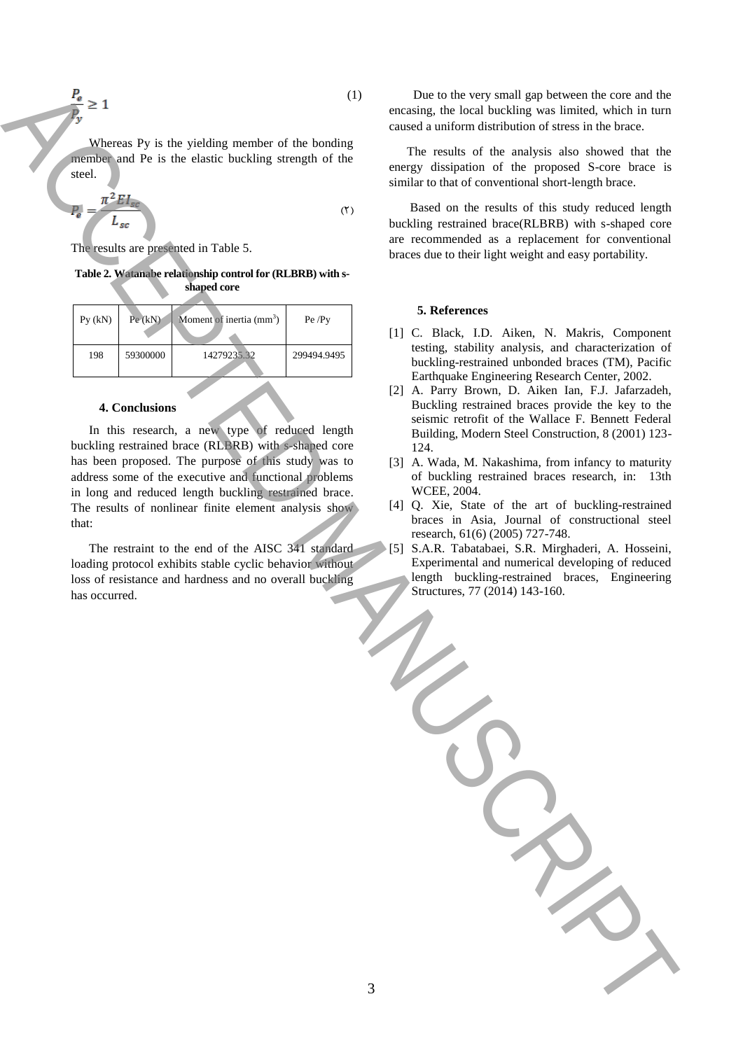$$\frac{P_e}{P_y} \geq 1 \tag{1}$$

Whereas Py is the yielding member of the bonding member and Pe is the elastic buckling strength of the steel.

$$P_e = \frac{\pi^2 E I_{sc}}{L_{sc}} \tag{۲}$$

The results are presented in Table 5.

**Table 2. Watanabe relationship control for (RLBRB) with s-shaped core**

| Py (kN) | Pe (kN) | Moment of inertia (mm$^3$) | Pe /Py |
|---|---|---|---|
| 198 | 59300000 | 14279235.32 | 299494.9495 |

### 4. Conclusions

In this research, a new type of reduced length buckling restrained brace (RLBRB) with s-shaped core has been proposed. The purpose of this study was to address some of the executive and functional problems in long and reduced length buckling restrained brace. The results of nonlinear finite element analysis show that:

The restraint to the end of the AISC 341 standard loading protocol exhibits stable cyclic behavior without loss of resistance and hardness and no overall buckling has occurred.

Due to the very small gap between the core and the encasing, the local buckling was limited, which in turn caused a uniform distribution of stress in the brace.

The results of the analysis also showed that the energy dissipation of the proposed S-core brace is similar to that of conventional short-length brace.

Based on the results of this study reduced length buckling restrained brace(RLBRB) with s-shaped core are recommended as a replacement for conventional braces due to their light weight and easy portability.

### 5. References

[1] C. Black, I.D. Aiken, N. Makris, Component testing, stability analysis, and characterization of buckling-restrained unbonded braces (TM), Pacific Earthquake Engineering Research Center, 2002.

[2] A. Parry Brown, D. Aiken Ian, F.J. Jafarzadeh, Buckling restrained braces provide the key to the seismic retrofit of the Wallace F. Bennett Federal Building, Modern Steel Construction, 8 (2001) 123-124.

[3] A. Wada, M. Nakashima, from infancy to maturity of buckling restrained braces research, in: 13th WCEE, 2004.

[4] Q. Xie, State of the art of buckling-restrained braces in Asia, Journal of constructional steel research, 61(6) (2005) 727-748.

[5] S.A.R. Tabatabaei, S.R. Mirghaderi, A. Hosseini, Experimental and numerical developing of reduced length buckling-restrained braces, Engineering Structures, 77 (2014) 143-160.